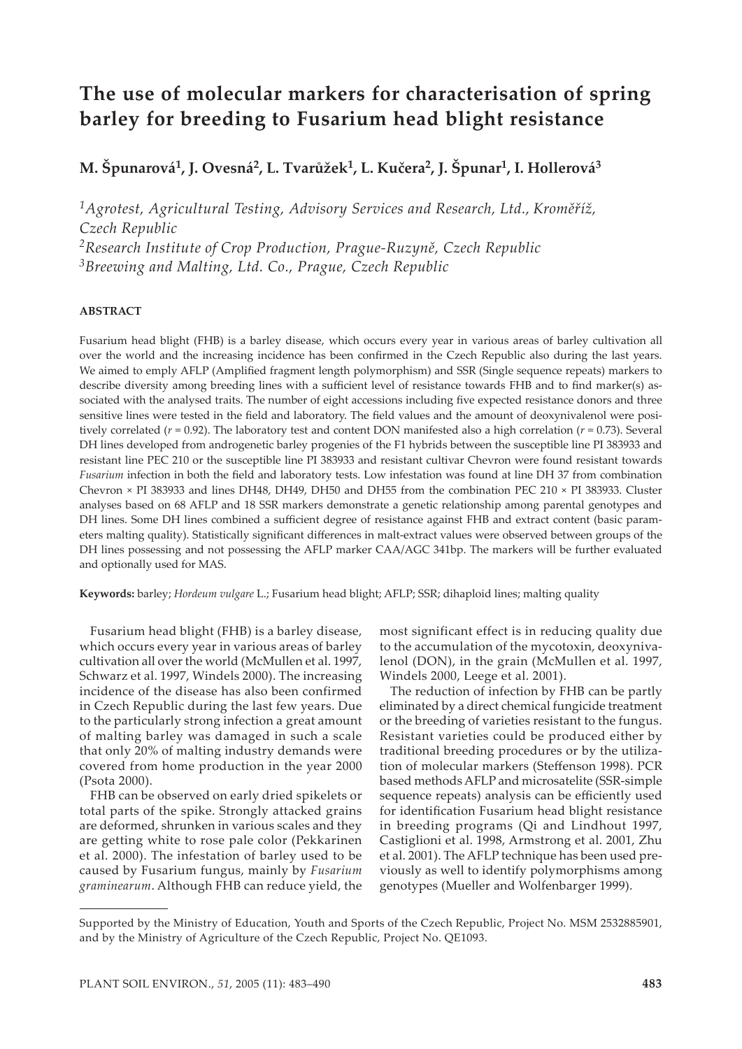# The use of molecular markers for characterisation of spring barley for breeding to Fusarium head blight resistance

**M. Špunarová[1], J. Ovesná[2], L. Tvarůžek[1], L. Kučera[2], J. Špunar[1], I. Hollerová[3]**

*[1]Agrotest, Agricultural Testing, Advisory Services and Research, Ltd., Kroměříž, Czech Republic*
*[2]Research Institute of Crop Production, Prague-Ruzyně, Czech Republic*
*[3]Brewing and Malting, Ltd. Co., Prague, Czech Republic*

## ABSTRACT

Fusarium head blight (FHB) is a barley disease, which occurs every year in various areas of barley cultivation all over the world and the increasing incidence has been confirmed in the Czech Republic also during the last years. We aimed to emply AFLP (Amplified fragment length polymorphism) and SSR (Single sequence repeats) markers to describe diversity among breeding lines with a sufficient level of resistance towards FHB and to find marker(s) associated with the analysed traits. The number of eight accessions including five expected resistance donors and three sensitive lines were tested in the field and laboratory. The field values and the amount of deoxynivalenol were positively correlated ($r = 0.92$). The laboratory test and content DON manifested also a high correlation ($r = 0.73$). Several DH lines developed from androgenetic barley progenies of the F1 hybrids between the susceptible line PI 383933 and resistant line PEC 210 or the susceptible line PI 383933 and resistant cultivar Chevron were found resistant towards *Fusarium* infection in both the field and laboratory tests. Low infestation was found at line DH 37 from combination Chevron × PI 383933 and lines DH48, DH49, DH50 and DH55 from the combination PEC 210 × PI 383933. Cluster analyses based on 68 AFLP and 18 SSR markers demonstrate a genetic relationship among parental genotypes and DH lines. Some DH lines combined a sufficient degree of resistance against FHB and extract content (basic parameters malting quality). Statistically significant differences in malt-extract values were observed between groups of the DH lines possessing and not possessing the AFLP marker CAA/AGC 341bp. The markers will be further evaluated and optionally used for MAS.

**Keywords:** barley; *Hordeum vulgare* L.; Fusarium head blight; AFLP; SSR; dihaploid lines; malting quality

Fusarium head blight (FHB) is a barley disease, which occurs every year in various areas of barley cultivation all over the world (McMullen et al. 1997, Schwarz et al. 1997, Windels 2000). The increasing incidence of the disease has also been confirmed in Czech Republic during the last few years. Due to the particularly strong infection a great amount of malting barley was damaged in such a scale that only 20% of malting industry demands were covered from home production in the year 2000 (Psota 2000).

FHB can be observed on early dried spikelets or total parts of the spike. Strongly attacked grains are deformed, shrunken in various scales and they are getting white to rose pale color (Pekkarinen et al. 2000). The infestation of barley used to be caused by Fusarium fungus, mainly by *Fusarium graminearum*. Although FHB can reduce yield, the most significant effect is in reducing quality due to the accumulation of the mycotoxin, deoxynivalenol (DON), in the grain (McMullen et al. 1997, Windels 2000, Leege et al. 2001).

The reduction of infection by FHB can be partly eliminated by a direct chemical fungicide treatment or the breeding of varieties resistant to the fungus. Resistant varieties could be produced either by traditional breeding procedures or by the utilization of molecular markers (Steffenson 1998). PCR based methods AFLP and microsatelite (SSR-simple sequence repeats) analysis can be efficiently used for identification Fusarium head blight resistance in breeding programs (Qi and Lindhout 1997, Castiglioni et al. 1998, Armstrong et al. 2001, Zhu et al. 2001). The AFLP technique has been used previously as well to identify polymorphisms among genotypes (Mueller and Wolfenbarger 1999).

Supported by the Ministry of Education, Youth and Sports of the Czech Republic, Project No. MSM 2532885901, and by the Ministry of Agriculture of the Czech Republic, Project No. QE1093.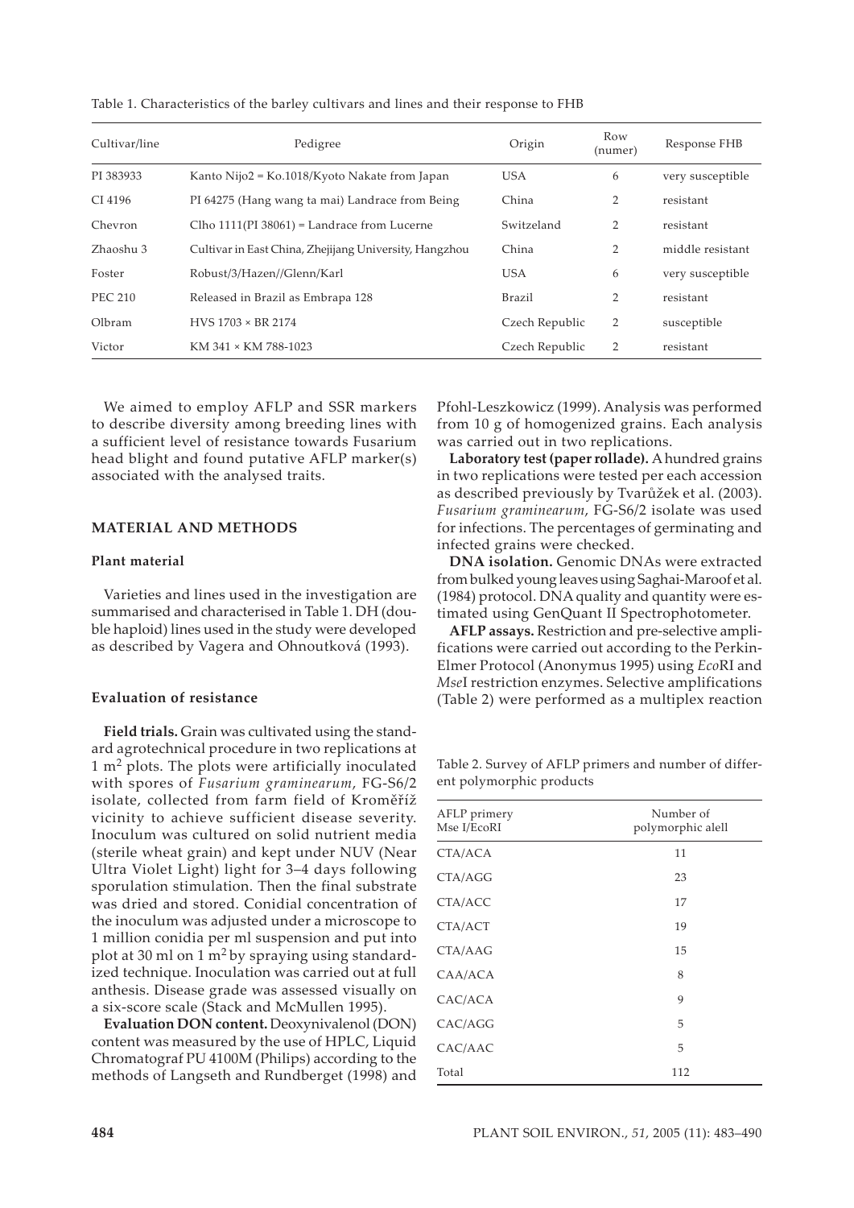Table 1. Characteristics of the barley cultivars and lines and their response to FHB

| Cultivar/line | Pedigree | Origin | Row (numer) | Response FHB |
|---|---|---|---|---|
| PI 383933 | Kanto Nijo2 = Ko.1018/Kyoto Nakate from Japan | USA | 6 | very susceptible |
| CI 4196 | PI 64275 (Hang wang ta mai) Landrace from Being | China | 2 | resistant |
| Chevron | Clho 1111(PI 38061) = Landrace from Lucerne | Switzeland | 2 | resistant |
| Zhaoshu 3 | Cultivar in East China, Zhejijang University, Hangzhou | China | 2 | middle resistant |
| Foster | Robust/3/Hazen//Glenn/Karl | USA | 6 | very susceptible |
| PEC 210 | Released in Brazil as Embrapa 128 | Brazil | 2 | resistant |
| Olbram | HVS 1703 × BR 2174 | Czech Republic | 2 | susceptible |
| Victor | KM 341 × KM 788-1023 | Czech Republic | 2 | resistant |

We aimed to employ AFLP and SSR markers to describe diversity among breeding lines with a sufficient level of resistance towards Fusarium head blight and found putative AFLP marker(s) associated with the analysed traits.

## MATERIAL AND METHODS

### Plant material

Varieties and lines used in the investigation are summarised and characterised in Table 1. DH (double haploid) lines used in the study were developed as described by Vagera and Ohnoutková (1993).

### Evaluation of resistance

**Field trials.** Grain was cultivated using the standard agrotechnical procedure in two replications at 1 m$^2$ plots. The plots were artificially inoculated with spores of *Fusarium graminearum*, FG-S6/2 isolate, collected from farm field of Kroměříž vicinity to achieve sufficient disease severity. Inoculum was cultured on solid nutrient media (sterile wheat grain) and kept under NUV (Near Ultra Violet Light) light for 3–4 days following sporulation stimulation. Then the final substrate was dried and stored. Conidial concentration of the inoculum was adjusted under a microscope to 1 million conidia per ml suspension and put into plot at 30 ml on 1 m$^2$ by spraying using standardized technique. Inoculation was carried out at full anthesis. Disease grade was assessed visually on a six-score scale (Stack and McMullen 1995).

**Evaluation DON content.** Deoxynivalenol (DON) content was measured by the use of HPLC, Liquid Chromatograf PU 4100M (Philips) according to the methods of Langseth and Rundberget (1998) and Pfohl-Leszkowicz (1999). Analysis was performed from 10 g of homogenized grains. Each analysis was carried out in two replications.

**Laboratory test (paper rollade).** A hundred grains in two replications were tested per each accession as described previously by Tvarůžek et al. (2003). *Fusarium graminearum*, FG-S6/2 isolate was used for infections. The percentages of germinating and infected grains were checked.

**DNA isolation.** Genomic DNAs were extracted from bulked young leaves using Saghai-Maroof et al. (1984) protocol. DNA quality and quantity were estimated using GenQuant II Spectrophotometer.

**AFLP assays.** Restriction and pre-selective amplifications were carried out according to the Perkin-Elmer Protocol (Anonymus 1995) using *Eco*RI and *Mse*I restriction enzymes. Selective amplifications (Table 2) were performed as a multiplex reaction

Table 2. Survey of AFLP primers and number of different polymorphic products

| AFLP primery Mse I/EcoRI | Number of polymorphic alell |
|---|---|
| CTA/ACA | 11 |
| CTA/AGG | 23 |
| CTA/ACC | 17 |
| CTA/ACT | 19 |
| CTA/AAG | 15 |
| CAA/ACA | 8 |
| CAC/ACA | 9 |
| CAC/AGG | 5 |
| CAC/AAC | 5 |
| Total | 112 |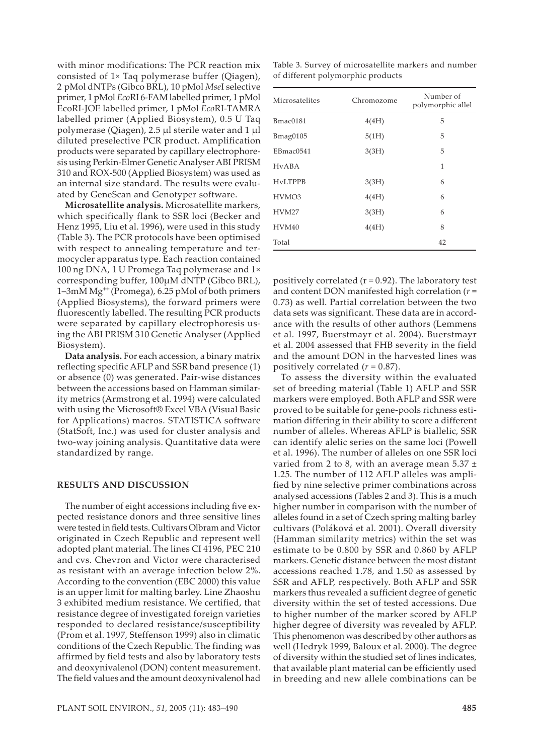with minor modifications: The PCR reaction mix consisted of 1× Taq polymerase buffer (Qiagen), 2 pMol dNTPs (Gibco BRL), 10 pMol *Mse*I selective primer, 1 pMol *Eco*RI 6-FAM labelled primer, 1 pMol EcoRI-JOE labelled primer, 1 pMol *Eco*RI-TAMRA labelled primer (Applied Biosystem), 0.5 U Taq polymerase (Qiagen), 2.5 μl sterile water and 1 μl diluted preselective PCR product. Amplification products were separated by capillary electrophoresis using Perkin-Elmer Genetic Analyser ABI PRISM 310 and ROX-500 (Applied Biosystem) was used as an internal size standard. The results were evaluated by GeneScan and Genotyper software.

**Microsatellite analysis.** Microsatellite markers, which specifically flank to SSR loci (Becker and Henz 1995, Liu et al. 1996), were used in this study (Table 3). The PCR protocols have been optimised with respect to annealing temperature and termocycler apparatus type. Each reaction contained 100 ng DNA, 1 U Promega Taq polymerase and 1× corresponding buffer, 100μM dNTP (Gibco BRL), 1–3mM $Mg^{++}$ (Promega), 6.25 pMol of both primers (Applied Biosystems), the forward primers were fluorescently labelled. The resulting PCR products were separated by capillary electrophoresis using the ABI PRISM 310 Genetic Analyser (Applied Biosystem).

**Data analysis.** For each accession, a binary matrix reflecting specific AFLP and SSR band presence (1) or absence (0) was generated. Pair-wise distances between the accessions based on Hamman similarity metrics (Armstrong et al. 1994) were calculated with using the Microsoft® Excel VBA (Visual Basic for Applications) macros. STATISTICA software (StatSoft, Inc.) was used for cluster analysis and two-way joining analysis. Quantitative data were standardized by range.

## RESULTS AND DISCUSSION

The number of eight accessions including five expected resistance donors and three sensitive lines were tested in field tests. Cultivars Olbram and Victor originated in Czech Republic and represent well adopted plant material. The lines CI 4196, PEC 210 and cvs. Chevron and Victor were characterised as resistant with an average infection below 2%. According to the convention (EBC 2000) this value is an upper limit for malting barley. Line Zhaoshu 3 exhibited medium resistance. We certified, that resistance degree of investigated foreign varieties responded to declared resistance/susceptibility (Prom et al. 1997, Steffenson 1999) also in climatic conditions of the Czech Republic. The finding was affirmed by field tests and also by laboratory tests and deoxynivalenol (DON) content measurement. The field values and the amount deoxynivalenol had

Table 3. Survey of microsatellite markers and number of different polymorphic products

| Microsatelites | Chromozome | Number of polymorphic allel |
|---|---|---|
| Bmac0181 | 4(4H) | 5 |
| Bmag0105 | 5(1H) | 5 |
| EBmac0541 | 3(3H) | 5 |
| HvABA | | 1 |
| HvLTPPB | 3(3H) | 6 |
| HVMO3 | 4(4H) | 6 |
| HVM27 | 3(3H) | 6 |
| HVM40 | 4(4H) | 8 |
| Total | | 42 |

positively correlated ($r = 0.92$). The laboratory test and content DON manifested high correlation ($r = 0.73$) as well. Partial correlation between the two data sets was significant. These data are in accordance with the results of other authors (Lemmens et al. 1997, Buerstmayr et al. 2004). Buerstmayr et al. 2004 assessed that FHB severity in the field and the amount DON in the harvested lines was positively correlated ($r = 0.87$).

To assess the diversity within the evaluated set of breeding material (Table 1) AFLP and SSR markers were employed. Both AFLP and SSR were proved to be suitable for gene-pools richness estimation differing in their ability to score a different number of alleles. Whereas AFLP is biallelic, SSR can identify alelic series on the same loci (Powell et al. 1996). The number of alleles on one SSR loci varied from 2 to 8, with an average mean 5.37 ± 1.25. The number of 112 AFLP alleles was amplified by nine selective primer combinations across analysed accessions (Tables 2 and 3). This is a much higher number in comparison with the number of alleles found in a set of Czech spring malting barley cultivars (Poláková et al. 2001). Overall diversity (Hamman similarity metrics) within the set was estimate to be 0.800 by SSR and 0.860 by AFLP markers. Genetic distance between the most distant accessions reached 1.78, and 1.50 as assessed by SSR and AFLP, respectively. Both AFLP and SSR markers thus revealed a sufficient degree of genetic diversity within the set of tested accessions. Due to higher number of the marker scored by AFLP higher degree of diversity was revealed by AFLP. This phenomenon was described by other authors as well (Hedryk 1999, Baloux et al. 2000). The degree of diversity within the studied set of lines indicates, that available plant material can be efficiently used in breeding and new allele combinations can be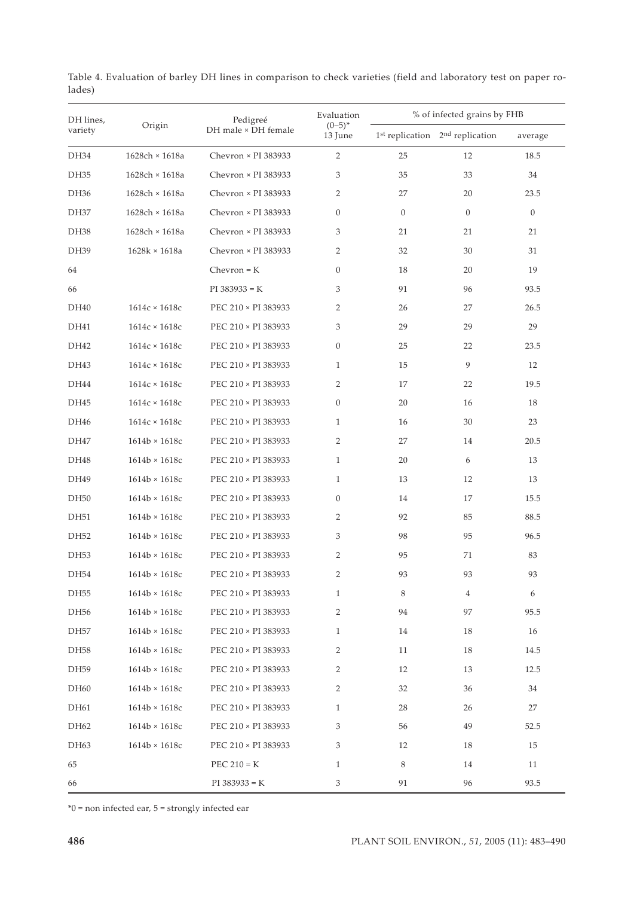Table 4. Evaluation of barley DH lines in comparison to check varieties (field and laboratory test on paper rolades)

| DH lines, variety | Origin | Pedigreé DH male × DH female | Evaluation (0–5)* 13 June | % of infected grains by FHB | | |
|---|---|---|---|---|---|---|
| | | | | 1st replication | 2nd replication | average |
| DH34 | 1628ch × 1618a | Chevron × PI 383933 | 2 | 25 | 12 | 18.5 |
| DH35 | 1628ch × 1618a | Chevron × PI 383933 | 3 | 35 | 33 | 34 |
| DH36 | 1628ch × 1618a | Chevron × PI 383933 | 2 | 27 | 20 | 23.5 |
| DH37 | 1628ch × 1618a | Chevron × PI 383933 | 0 | 0 | 0 | 0 |
| DH38 | 1628ch × 1618a | Chevron × PI 383933 | 3 | 21 | 21 | 21 |
| DH39 | 1628k × 1618a | Chevron × PI 383933 | 2 | 32 | 30 | 31 |
| 64 | | Chevron = K | 0 | 18 | 20 | 19 |
| 66 | | PI 383933 = K | 3 | 91 | 96 | 93.5 |
| DH40 | 1614c × 1618c | PEC 210 × PI 383933 | 2 | 26 | 27 | 26.5 |
| DH41 | 1614c × 1618c | PEC 210 × PI 383933 | 3 | 29 | 29 | 29 |
| DH42 | 1614c × 1618c | PEC 210 × PI 383933 | 0 | 25 | 22 | 23.5 |
| DH43 | 1614c × 1618c | PEC 210 × PI 383933 | 1 | 15 | 9 | 12 |
| DH44 | 1614c × 1618c | PEC 210 × PI 383933 | 2 | 17 | 22 | 19.5 |
| DH45 | 1614c × 1618c | PEC 210 × PI 383933 | 0 | 20 | 16 | 18 |
| DH46 | 1614c × 1618c | PEC 210 × PI 383933 | 1 | 16 | 30 | 23 |
| DH47 | 1614b × 1618c | PEC 210 × PI 383933 | 2 | 27 | 14 | 20.5 |
| DH48 | 1614b × 1618c | PEC 210 × PI 383933 | 1 | 20 | 6 | 13 |
| DH49 | 1614b × 1618c | PEC 210 × PI 383933 | 1 | 13 | 12 | 13 |
| DH50 | 1614b × 1618c | PEC 210 × PI 383933 | 0 | 14 | 17 | 15.5 |
| DH51 | 1614b × 1618c | PEC 210 × PI 383933 | 2 | 92 | 85 | 88.5 |
| DH52 | 1614b × 1618c | PEC 210 × PI 383933 | 3 | 98 | 95 | 96.5 |
| DH53 | 1614b × 1618c | PEC 210 × PI 383933 | 2 | 95 | 71 | 83 |
| DH54 | 1614b × 1618c | PEC 210 × PI 383933 | 2 | 93 | 93 | 93 |
| DH55 | 1614b × 1618c | PEC 210 × PI 383933 | 1 | 8 | 4 | 6 |
| DH56 | 1614b × 1618c | PEC 210 × PI 383933 | 2 | 94 | 97 | 95.5 |
| DH57 | 1614b × 1618c | PEC 210 × PI 383933 | 1 | 14 | 18 | 16 |
| DH58 | 1614b × 1618c | PEC 210 × PI 383933 | 2 | 11 | 18 | 14.5 |
| DH59 | 1614b × 1618c | PEC 210 × PI 383933 | 2 | 12 | 13 | 12.5 |
| DH60 | 1614b × 1618c | PEC 210 × PI 383933 | 2 | 32 | 36 | 34 |
| DH61 | 1614b × 1618c | PEC 210 × PI 383933 | 1 | 28 | 26 | 27 |
| DH62 | 1614b × 1618c | PEC 210 × PI 383933 | 3 | 56 | 49 | 52.5 |
| DH63 | 1614b × 1618c | PEC 210 × PI 383933 | 3 | 12 | 18 | 15 |
| 65 | | PEC 210 = K | 1 | 8 | 14 | 11 |
| 66 | | PI 383933 = K | 3 | 91 | 96 | 93.5 |

*0 = non infected ear, 5 = strongly infected ear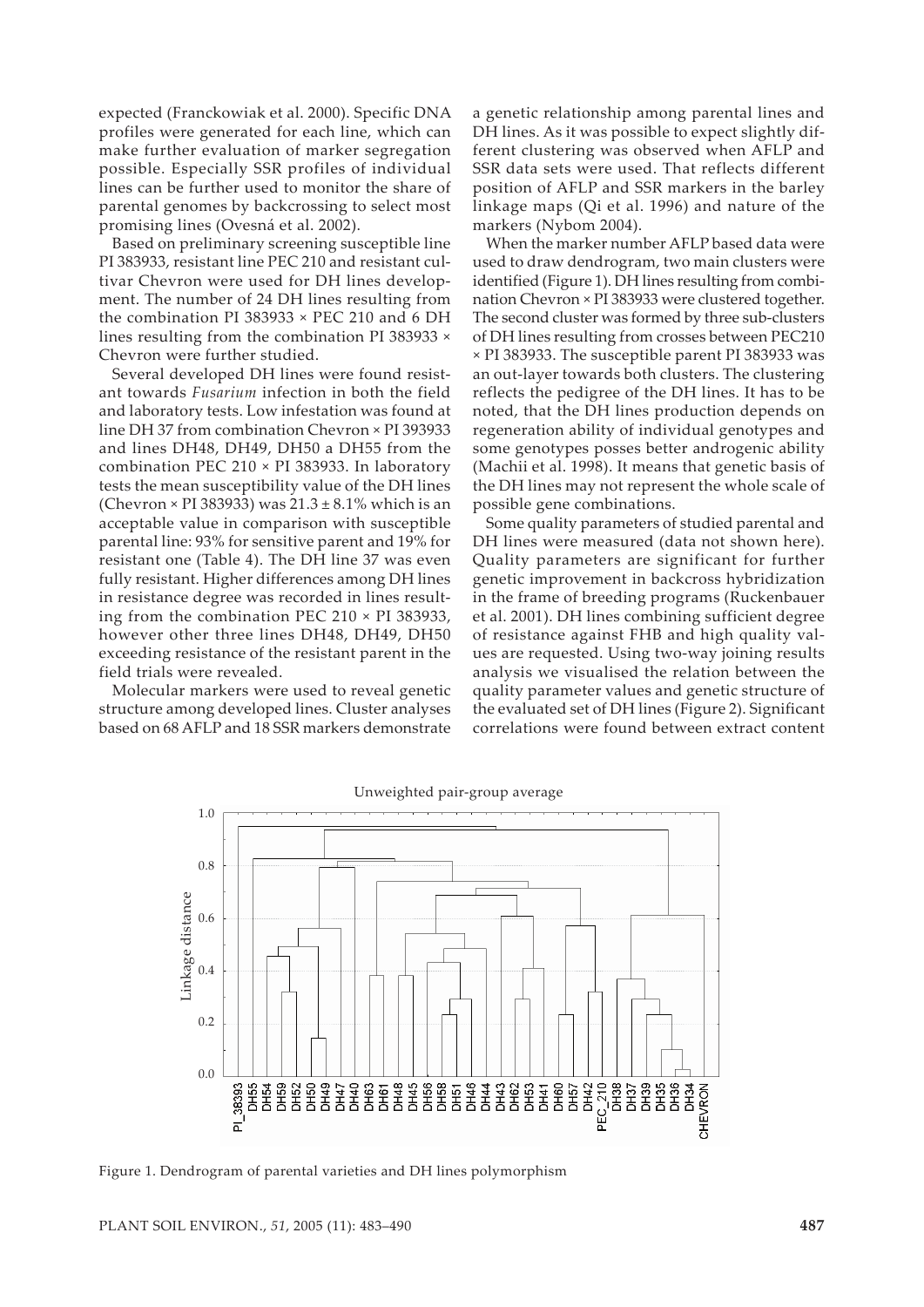expected (Franckowiak et al. 2000). Specific DNA profiles were generated for each line, which can make further evaluation of marker segregation possible. Especially SSR profiles of individual lines can be further used to monitor the share of parental genomes by backcrossing to select most promising lines (Ovesná et al. 2002).

Based on preliminary screening susceptible line PI 383933, resistant line PEC 210 and resistant cultivar Chevron were used for DH lines development. The number of 24 DH lines resulting from the combination PI 383933 × PEC 210 and 6 DH lines resulting from the combination PI 383933 × Chevron were further studied.

Several developed DH lines were found resistant towards *Fusarium* infection in both the field and laboratory tests. Low infestation was found at line DH 37 from combination Chevron × PI 393933 and lines DH48, DH49, DH50 a DH55 from the combination PEC 210 × PI 383933. In laboratory tests the mean susceptibility value of the DH lines (Chevron × PI 383933) was 21.3 ± 8.1% which is an acceptable value in comparison with susceptible parental line: 93% for sensitive parent and 19% for resistant one (Table 4). The DH line 37 was even fully resistant. Higher differences among DH lines in resistance degree was recorded in lines resulting from the combination PEC 210 × PI 383933, however other three lines DH48, DH49, DH50 exceeding resistance of the resistant parent in the field trials were revealed.

Molecular markers were used to reveal genetic structure among developed lines. Cluster analyses based on 68 AFLP and 18 SSR markers demonstrate a genetic relationship among parental lines and DH lines. As it was possible to expect slightly different clustering was observed when AFLP and SSR data sets were used. That reflects different position of AFLP and SSR markers in the barley linkage maps (Qi et al. 1996) and nature of the markers (Nybom 2004).

When the marker number AFLP based data were used to draw dendrogram, two main clusters were identified (Figure 1). DH lines resulting from combination Chevron × PI 383933 were clustered together. The second cluster was formed by three sub-clusters of DH lines resulting from crosses between PEC210 × PI 383933. The susceptible parent PI 383933 was an out-layer towards both clusters. The clustering reflects the pedigree of the DH lines. It has to be noted, that the DH lines production depends on regeneration ability of individual genotypes and some genotypes posses better androgenic ability (Machii et al. 1998). It means that genetic basis of the DH lines may not represent the whole scale of possible gene combinations.

Some quality parameters of studied parental and DH lines were measured (data not shown here). Quality parameters are significant for further genetic improvement in backcross hybridization in the frame of breeding programs (Ruckenbauer et al. 2001). DH lines combining sufficient degree of resistance against FHB and high quality values are requested. Using two-way joining results analysis we visualised the relation between the quality parameter values and genetic structure of the evaluated set of DH lines (Figure 2). Significant correlations were found between extract content

Figure 1. Dendrogram of parental varieties and DH lines polymorphism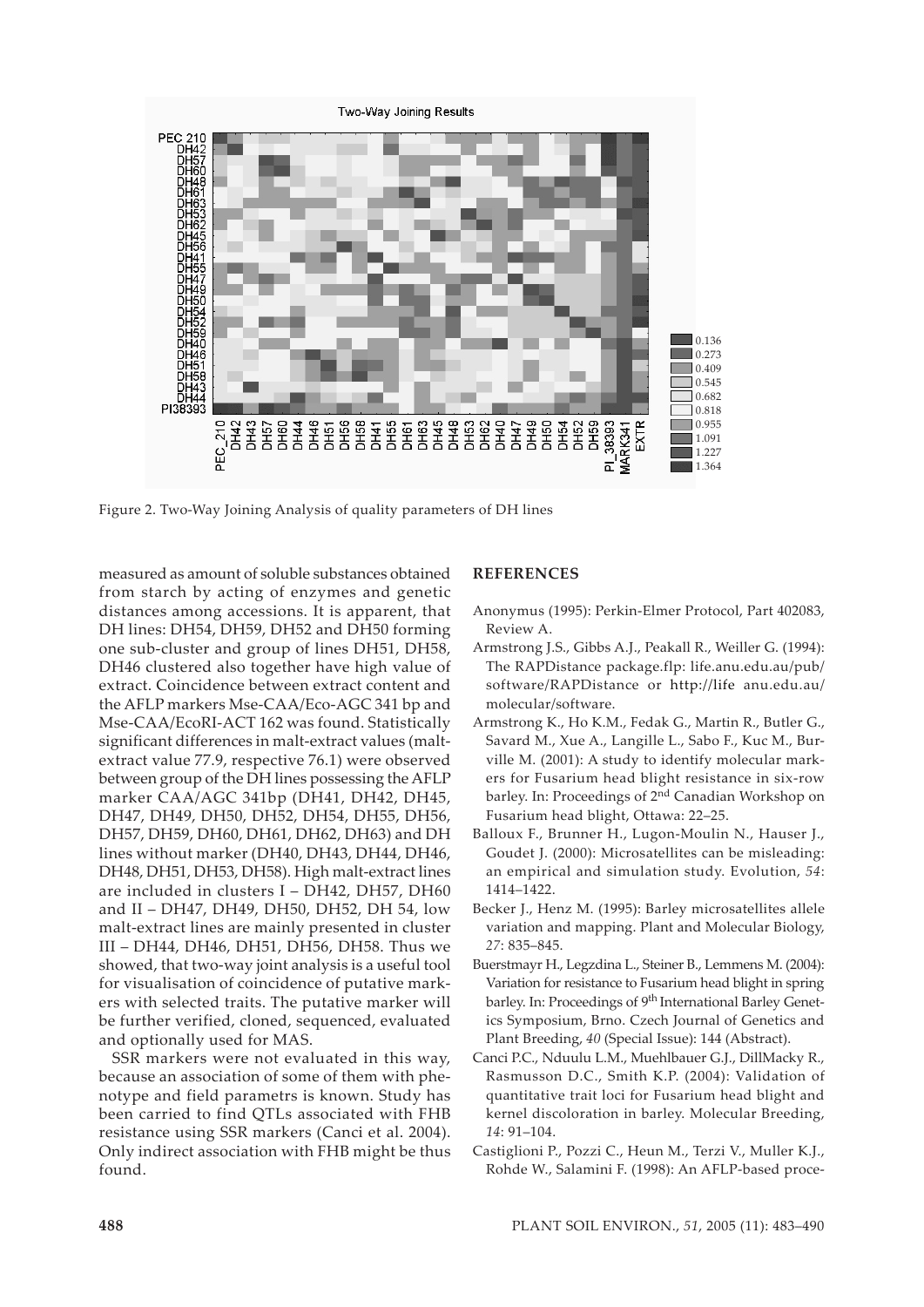Figure 2. Two-Way Joining Analysis of quality parameters of DH lines

measured as amount of soluble substances obtained from starch by acting of enzymes and genetic distances among accessions. It is apparent, that DH lines: DH54, DH59, DH52 and DH50 forming one sub-cluster and group of lines DH51, DH58, DH46 clustered also together have high value of extract. Coincidence between extract content and the AFLP markers Mse-CAA/Eco-AGC 341 bp and Mse-CAA/EcoRI-ACT 162 was found. Statistically significant differences in malt-extract values (malt-extract value 77.9, respective 76.1) were observed between group of the DH lines possessing the AFLP marker CAA/AGC 341bp (DH41, DH42, DH45, DH47, DH49, DH50, DH52, DH54, DH55, DH56, DH57, DH59, DH60, DH61, DH62, DH63) and DH lines without marker (DH40, DH43, DH44, DH46, DH48, DH51, DH53, DH58). High malt-extract lines are included in clusters I – DH42, DH57, DH60 and II – DH47, DH49, DH50, DH52, DH 54, low malt-extract lines are mainly presented in cluster III – DH44, DH46, DH51, DH56, DH58. Thus we showed, that two-way joint analysis is a useful tool for visualisation of coincidence of putative markers with selected traits. The putative marker will be further verified, cloned, sequenced, evaluated and optionally used for MAS.

SSR markers were not evaluated in this way, because an association of some of them with phenotype and field parametrs is known. Study has been carried to find QTLs associated with FHB resistance using SSR markers (Canci et al. 2004). Only indirect association with FHB might be thus found.

## REFERENCES

Anonymus (1995): Perkin-Elmer Protocol, Part 402083, Review A.

Armstrong J.S., Gibbs A.J., Peakall R., Weiller G. (1994): The RAPDistance package.flp: life.anu.edu.au/pub/software/RAPDistance or http://life anu.edu.au/molecular/software.

Armstrong K., Ho K.M., Fedak G., Martin R., Butler G., Savard M., Xue A., Langille L., Sabo F., Kuc M., Burville M. (2001): A study to identify molecular markers for Fusarium head blight resistance in six-row barley. In: Proceedings of 2nd Canadian Workshop on Fusarium head blight, Ottawa: 22–25.

Balloux F., Brunner H., Lugon-Moulin N., Hauser J., Goudet J. (2000): Microsatellites can be misleading: an empirical and simulation study. Evolution, *54*: 1414–1422.

Becker J., Henz M. (1995): Barley microsatellites allele variation and mapping. Plant and Molecular Biology, *27*: 835–845.

Buerstmayr H., Legzdina L., Steiner B., Lemmens M. (2004): Variation for resistance to Fusarium head blight in spring barley. In: Proceedings of 9th International Barley Genetics Symposium, Brno. Czech Journal of Genetics and Plant Breeding, *40* (Special Issue): 144 (Abstract).

Canci P.C., Nduulu L.M., Muehlbauer G.J., DillMacky R., Rasmusson D.C., Smith K.P. (2004): Validation of quantitative trait loci for Fusarium head blight and kernel discoloration in barley. Molecular Breeding, *14*: 91–104.

Castiglioni P., Pozzi C., Heun M., Terzi V., Muller K.J., Rohde W., Salamini F. (1998): An AFLP-based proce-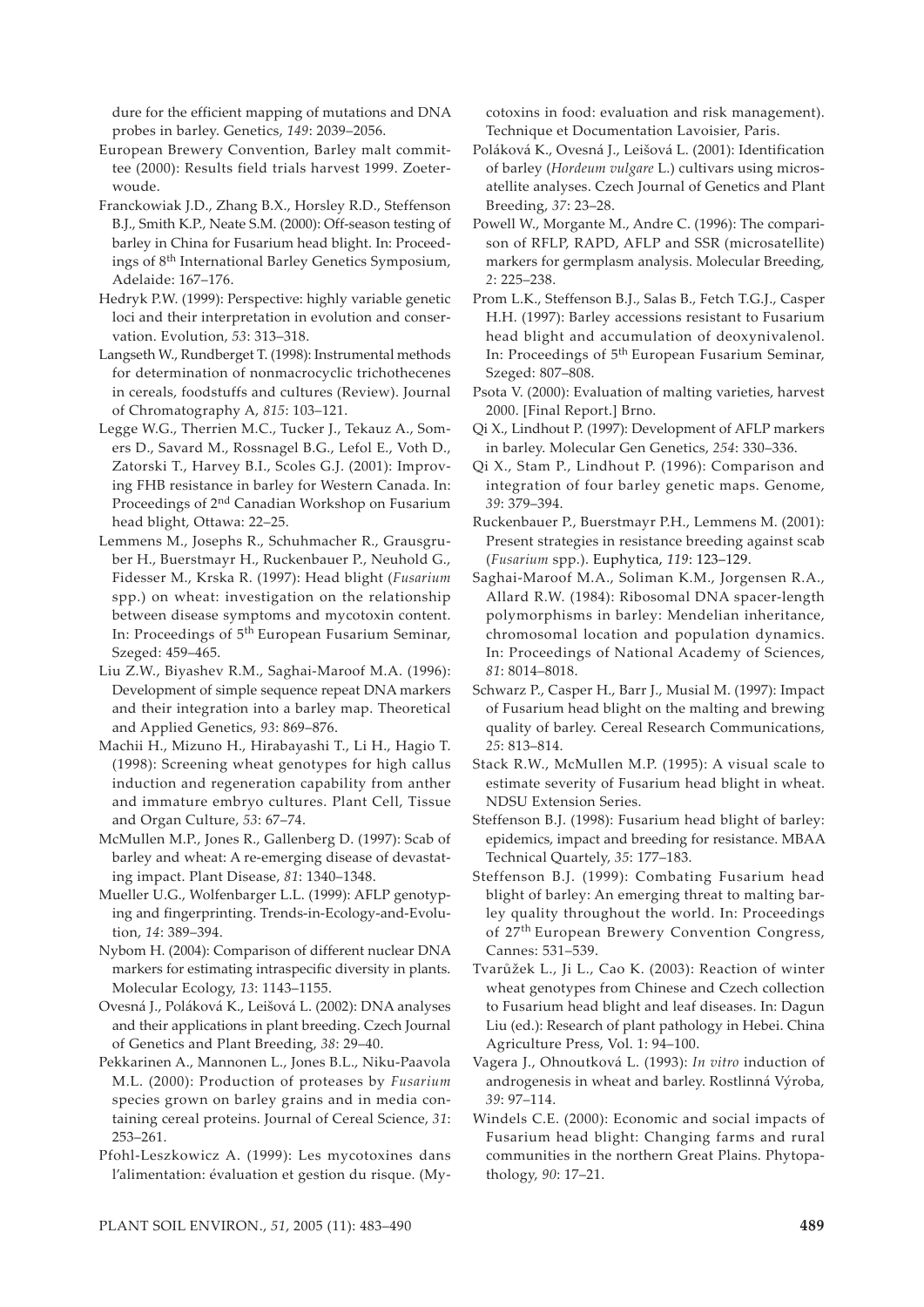dure for the efficient mapping of mutations and DNA probes in barley. Genetics, *149*: 2039–2056.

European Brewery Convention, Barley malt committee (2000): Results field trials harvest 1999. Zoeterwoude.

Franckowiak J.D., Zhang B.X., Horsley R.D., Steffenson B.J., Smith K.P., Neate S.M. (2000): Off-season testing of barley in China for Fusarium head blight. In: Proceedings of 8th International Barley Genetics Symposium, Adelaide: 167–176.

Hedryk P.W. (1999): Perspective: highly variable genetic loci and their interpretation in evolution and conservation. Evolution, *53*: 313–318.

Langseth W., Rundberget T. (1998): Instrumental methods for determination of nonmacrocyclic trichothecenes in cereals, foodstuffs and cultures (Review). Journal of Chromatography A, *815*: 103–121.

Legge W.G., Therrien M.C., Tucker J., Tekauz A., Somers D., Savard M., Rossnagel B.G., Lefol E., Voth D., Zatorski T., Harvey B.I., Scoles G.J. (2001): Improving FHB resistance in barley for Western Canada. In: Proceedings of 2nd Canadian Workshop on Fusarium head blight, Ottawa: 22–25.

Lemmens M., Josephs R., Schuhmacher R., Grausgruber H., Buerstmayr H., Ruckenbauer P., Neuhold G., Fidesser M., Krska R. (1997): Head blight (*Fusarium* spp.) on wheat: investigation on the relationship between disease symptoms and mycotoxin content. In: Proceedings of 5th European Fusarium Seminar, Szeged: 459–465.

Liu Z.W., Biyashev R.M., Saghai-Maroof M.A. (1996): Development of simple sequence repeat DNA markers and their integration into a barley map. Theoretical and Applied Genetics, *93*: 869–876.

Machii H., Mizuno H., Hirabayashi T., Li H., Hagio T. (1998): Screening wheat genotypes for high callus induction and regeneration capability from anther and immature embryo cultures. Plant Cell, Tissue and Organ Culture, *53*: 67–74.

McMullen M.P., Jones R., Gallenberg D. (1997): Scab of barley and wheat: A re-emerging disease of devastating impact. Plant Disease, *81*: 1340–1348.

Mueller U.G., Wolfenbarger L.L. (1999): AFLP genotyping and fingerprinting. Trends-in-Ecology-and-Evolution, *14*: 389–394.

Nybom H. (2004): Comparison of different nuclear DNA markers for estimating intraspecific diversity in plants. Molecular Ecology, *13*: 1143–1155.

Ovesná J., Poláková K., Leišová L. (2002): DNA analyses and their applications in plant breeding. Czech Journal of Genetics and Plant Breeding, *38*: 29–40.

Pekkarinen A., Mannonen L., Jones B.L., Niku-Paavola M.L. (2000): Production of proteases by *Fusarium* species grown on barley grains and in media containing cereal proteins. Journal of Cereal Science, *31*: 253–261.

Pfohl-Leszkowicz A. (1999): Les mycotoxines dans l'alimentation: évaluation et gestion du risque. (Mycotoxins in food: evaluation and risk management). Technique et Documentation Lavoisier, Paris.

Poláková K., Ovesná J., Leišová L. (2001): Identification of barley (*Hordeum vulgare* L.) cultivars using microsatellite analyses. Czech Journal of Genetics and Plant Breeding, *37*: 23–28.

Powell W., Morgante M., Andre C. (1996): The comparison of RFLP, RAPD, AFLP and SSR (microsatellite) markers for germplasm analysis. Molecular Breeding, *2*: 225–238.

Prom L.K., Steffenson B.J., Salas B., Fetch T.G.J., Casper H.H. (1997): Barley accessions resistant to Fusarium head blight and accumulation of deoxynivalenol. In: Proceedings of 5th European Fusarium Seminar, Szeged: 807–808.

Psota V. (2000): Evaluation of malting varieties, harvest 2000. [Final Report.] Brno.

Qi X., Lindhout P. (1997): Development of AFLP markers in barley. Molecular Gen Genetics, *254*: 330–336.

Qi X., Stam P., Lindhout P. (1996): Comparison and integration of four barley genetic maps. Genome, *39*: 379–394.

Ruckenbauer P., Buerstmayr P.H., Lemmens M. (2001): Present strategies in resistance breeding against scab (*Fusarium* spp.). Euphytica, *119*: 123–129.

Saghai-Maroof M.A., Soliman K.M., Jorgensen R.A., Allard R.W. (1984): Ribosomal DNA spacer-length polymorphisms in barley: Mendelian inheritance, chromosomal location and population dynamics. In: Proceedings of National Academy of Sciences, *81*: 8014–8018.

Schwarz P., Casper H., Barr J., Musial M. (1997): Impact of Fusarium head blight on the malting and brewing quality of barley. Cereal Research Communications, *25*: 813–814.

Stack R.W., McMullen M.P. (1995): A visual scale to estimate severity of Fusarium head blight in wheat. NDSU Extension Series.

Steffenson B.J. (1998): Fusarium head blight of barley: epidemics, impact and breeding for resistance. MBAA Technical Quartely, *35*: 177–183.

Steffenson B.J. (1999): Combating Fusarium head blight of barley: An emerging threat to malting barley quality throughout the world. In: Proceedings of 27th European Brewery Convention Congress, Cannes: 531–539.

Tvarůžek L., Ji L., Cao K. (2003): Reaction of winter wheat genotypes from Chinese and Czech collection to Fusarium head blight and leaf diseases. In: Dagun Liu (ed.): Research of plant pathology in Hebei. China Agriculture Press, Vol. 1: 94–100.

Vagera J., Ohnoutková L. (1993): *In vitro* induction of androgenesis in wheat and barley. Rostlinná Výroba, *39*: 97–114.

Windels C.E. (2000): Economic and social impacts of Fusarium head blight: Changing farms and rural communities in the northern Great Plains. Phytopathology, *90*: 17–21.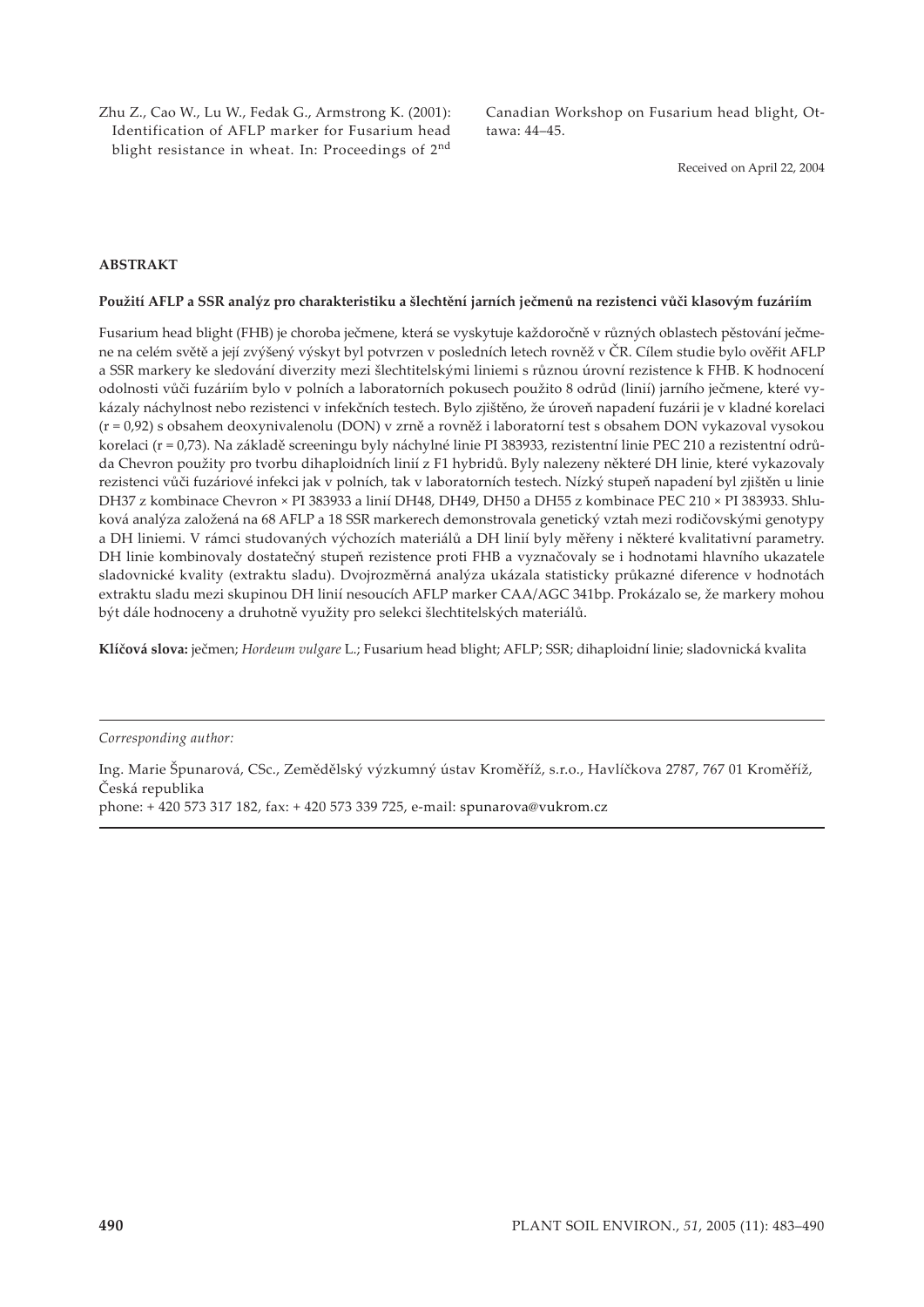Zhu Z., Cao W., Lu W., Fedak G., Armstrong K. (2001): Identification of AFLP marker for Fusarium head blight resistance in wheat. In: Proceedings of 2nd Canadian Workshop on Fusarium head blight, Ottawa: 44–45.

Received on April 22, 2004

## ABSTRAKT

### Použití AFLP a SSR analýz pro charakteristiku a šlechtění jarních ječmenů na rezistenci vůči klasovým fuzáriím

Fusarium head blight (FHB) je choroba ječmene, která se vyskytuje každoročně v různých oblastech pěstování ječmene na celém světě a její zvýšený výskyt byl potvrzen v posledních letech rovněž v ČR. Cílem studie bylo ověřit AFLP a SSR markery ke sledování diverzity mezi šlechtitelskými liniemi s různou úrovní rezistence k FHB. K hodnocení odolnosti vůči fuzáriím bylo v polních a laboratorních pokusech použito 8 odrůd (linií) jarního ječmene, které vykázaly náchylnost nebo rezistenci v infekčních testech. Bylo zjištěno, že úroveň napadení fuzárii je v kladné korelaci (r = 0,92) s obsahem deoxynivalenolu (DON) v zrně a rovněž i laboratorní test s obsahem DON vykazoval vysokou korelaci (r = 0,73). Na základě screeningu byly náchylné linie PI 383933, rezistentní linie PEC 210 a rezistentní odrůda Chevron použity pro tvorbu dihaploidních linií z F1 hybridů. Byly nalezeny některé DH linie, které vykazovaly rezistenci vůči fuzáriové infekci jak v polních, tak v laboratorních testech. Nízký stupeň napadení byl zjištěn u linie DH37 z kombinace Chevron × PI 383933 a linií DH48, DH49, DH50 a DH55 z kombinace PEC 210 × PI 383933. Shluková analýza založená na 68 AFLP a 18 SSR markerech demonstrovala genetický vztah mezi rodičovskými genotypy a DH liniemi. V rámci studovaných výchozích materiálů a DH linií byly měřeny i některé kvalitativní parametry. DH linie kombinovaly dostatečný stupeň rezistence proti FHB a vyznačovaly se i hodnotami hlavního ukazatele sladovnické kvality (extraktu sladu). Dvojrozměrná analýza ukázala statisticky průkazné diference v hodnotách extraktu sladu mezi skupinou DH linií nesoucích AFLP marker CAA/AGC 341bp. Prokázalo se, že markery mohou být dále hodnoceny a druhotně využity pro selekci šlechtitelských materiálů.

**Klíčová slova:** ječmen; *Hordeum vulgare* L.; Fusarium head blight; AFLP; SSR; dihaploidní linie; sladovnická kvalita

---

*Corresponding author:*

Ing. Marie Špunarová, CSc., Zemědělský výzkumný ústav Kroměříž, s.r.o., Havlíčkova 2787, 767 01 Kroměříž, Česká republika
phone: + 420 573 317 182, fax: + 420 573 339 725, e-mail: spunarova@vukrom.cz